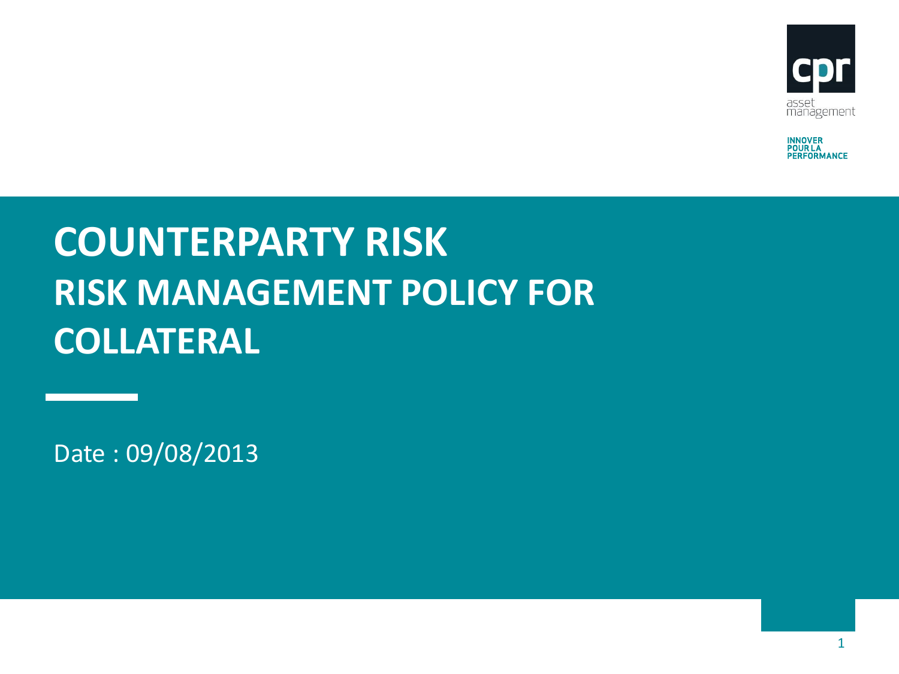cpr asset management

INNOVER POUR LA PERFORMANCE

# COUNTERPARTY RISK

## RISK MANAGEMENT POLICY FOR COLLATERAL

Date : 09/08/2013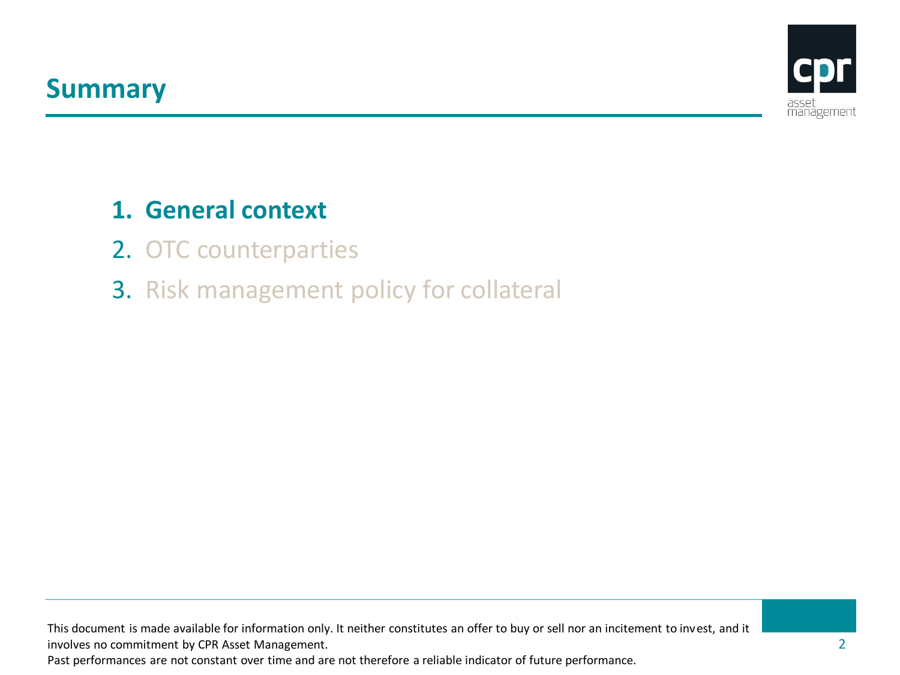# Summary

1. **General context**
2. OTC counterparties
3. Risk management policy for collateral

This document is made available for information only. It neither constitutes an offer to buy or sell nor an incitement to invest, and it involves no commitment by CPR Asset Management.
Past performances are not constant over time and are not therefore a reliable indicator of future performance.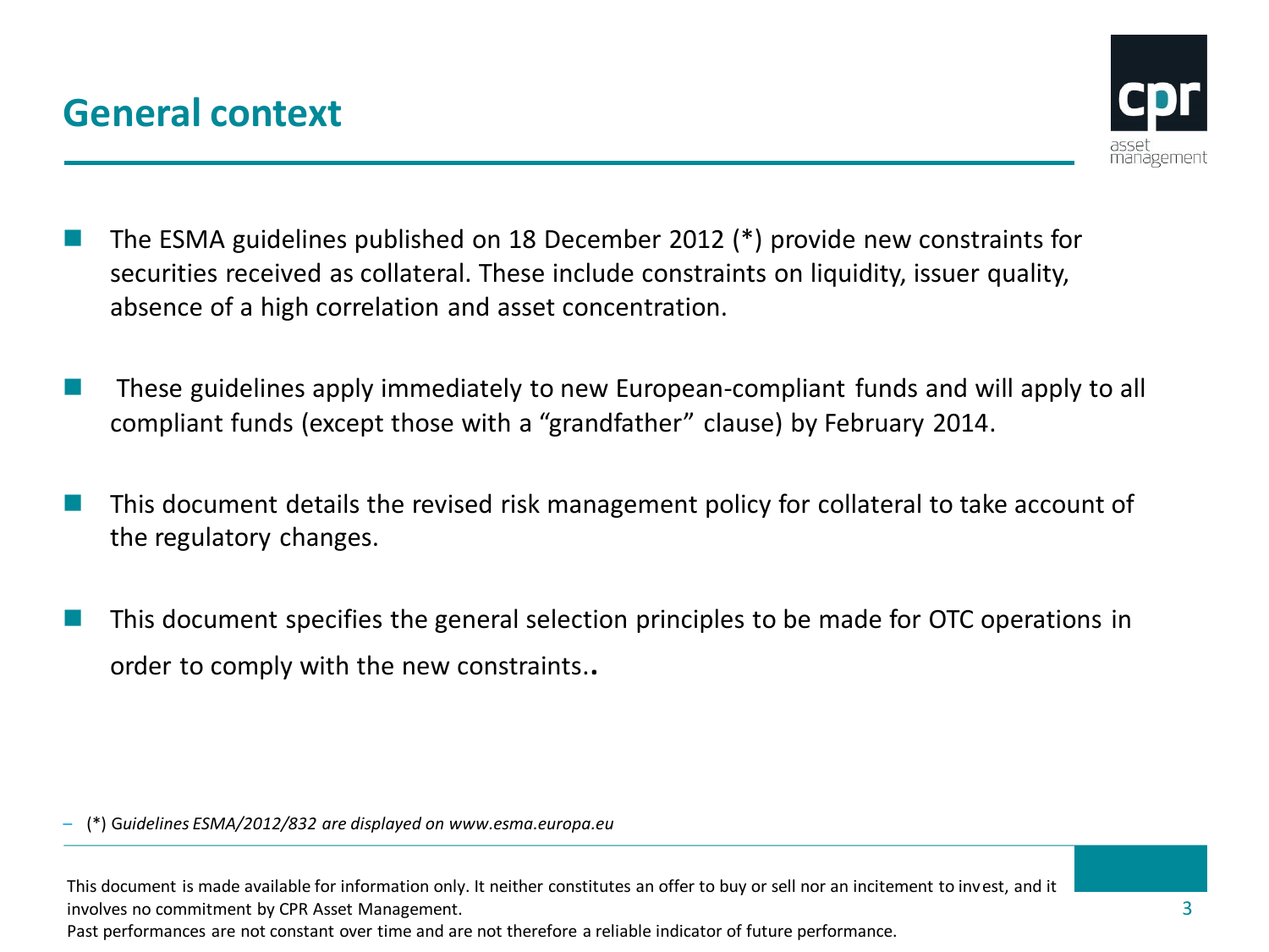# General context

- The ESMA guidelines published on 18 December 2012 (*) provide new constraints for securities received as collateral. These include constraints on liquidity, issuer quality, absence of a high correlation and asset concentration.

- These guidelines apply immediately to new European-compliant funds and will apply to all compliant funds (except those with a “grandfather” clause) by February 2014.

- This document details the revised risk management policy for collateral to take account of the regulatory changes.

- This document specifies the general selection principles to be made for OTC operations in order to comply with the new constraints..

– (*) *Guidelines ESMA/2012/832 are displayed on www.esma.europa.eu*

This document is made available for information only. It neither constitutes an offer to buy or sell nor an incitement to invest, and it involves no commitment by CPR Asset Management.
Past performances are not constant over time and are not therefore a reliable indicator of future performance.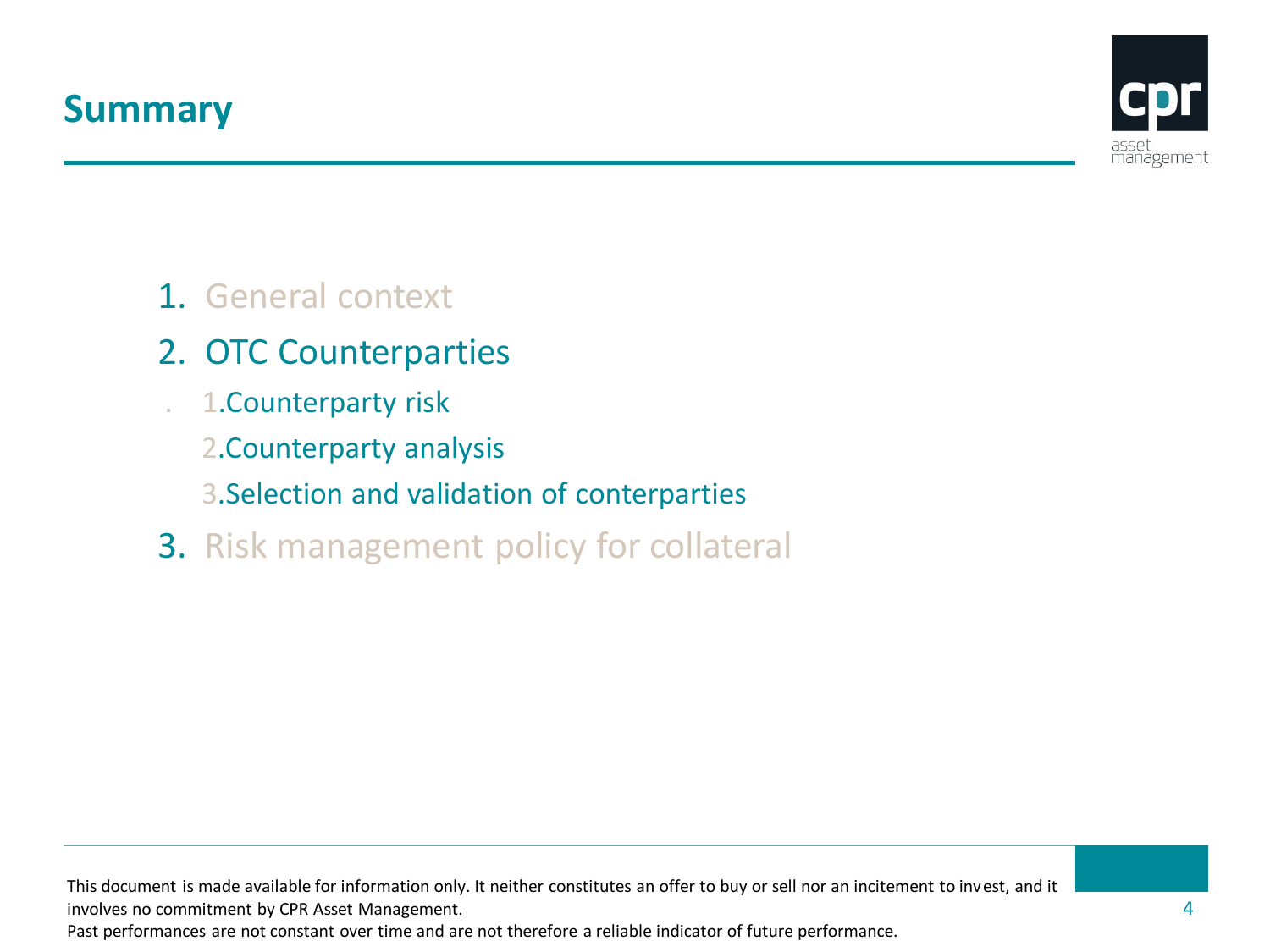# Summary

1. General context
2. OTC Counterparties
   1. Counterparty risk
   2. Counterparty analysis
   3. Selection and validation of conterparties
3. Risk management policy for collateral

This document is made available for information only. It neither constitutes an offer to buy or sell nor an incitement to invest, and it involves no commitment by CPR Asset Management.
Past performances are not constant over time and are not therefore a reliable indicator of future performance.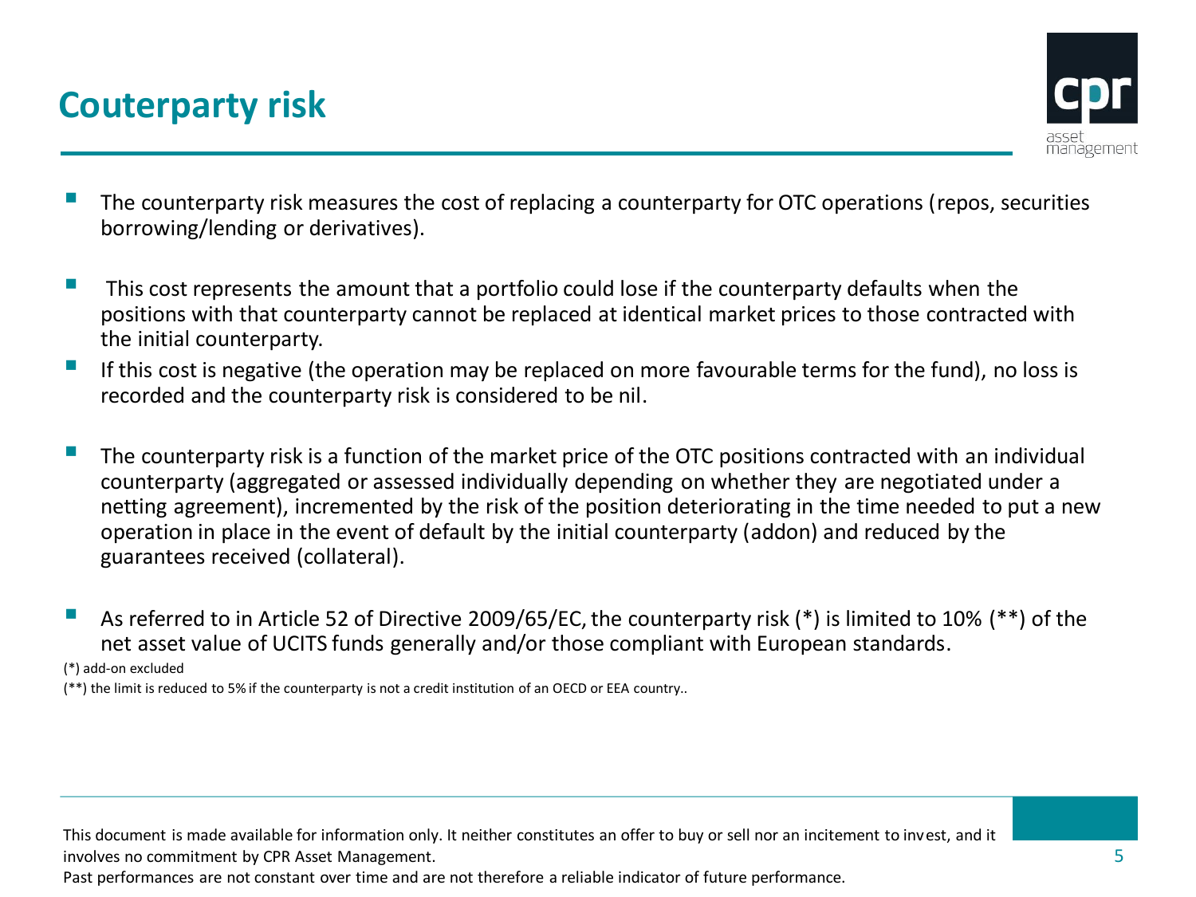# Couterparty risk

- The counterparty risk measures the cost of replacing a counterparty for OTC operations (repos, securities borrowing/lending or derivatives).

- This cost represents the amount that a portfolio could lose if the counterparty defaults when the positions with that counterparty cannot be replaced at identical market prices to those contracted with the initial counterparty.
- If this cost is negative (the operation may be replaced on more favourable terms for the fund), no loss is recorded and the counterparty risk is considered to be nil.

- The counterparty risk is a function of the market price of the OTC positions contracted with an individual counterparty (aggregated or assessed individually depending on whether they are negotiated under a netting agreement), incremented by the risk of the position deteriorating in the time needed to put a new operation in place in the event of default by the initial counterparty (addon) and reduced by the guarantees received (collateral).

- As referred to in Article 52 of Directive 2009/65/EC, the counterparty risk (*) is limited to 10% (**) of the net asset value of UCITS funds generally and/or those compliant with European standards.

(*) add-on excluded

(**) the limit is reduced to 5% if the counterparty is not a credit institution of an OECD or EEA country..

This document is made available for information only. It neither constitutes an offer to buy or sell nor an incitement to invest, and it involves no commitment by CPR Asset Management.

Past performances are not constant over time and are not therefore a reliable indicator of future performance.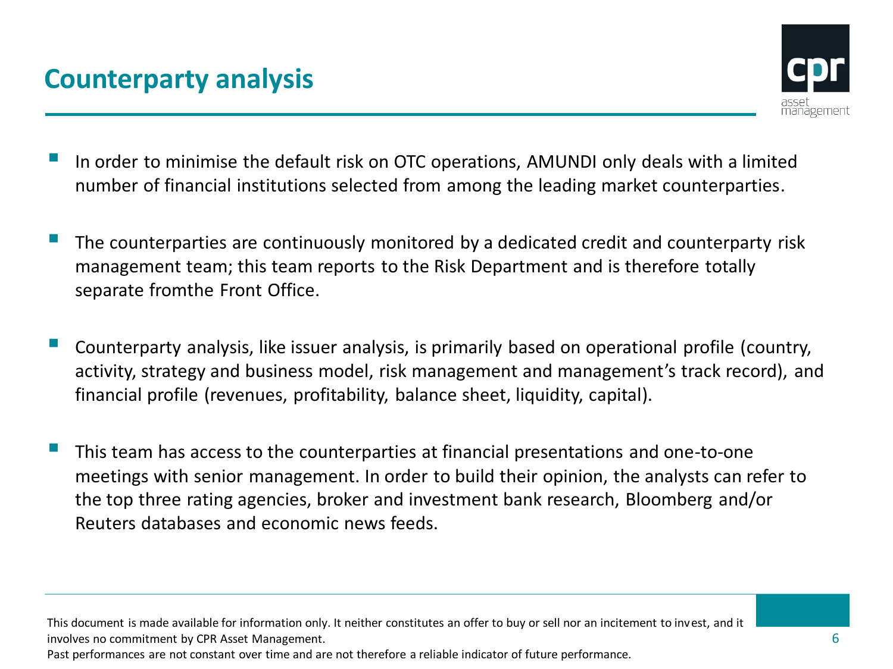# Counterparty analysis

- In order to minimise the default risk on OTC operations, AMUNDI only deals with a limited number of financial institutions selected from among the leading market counterparties.

- The counterparties are continuously monitored by a dedicated credit and counterparty risk management team; this team reports to the Risk Department and is therefore totally separate fromthe Front Office.

- Counterparty analysis, like issuer analysis, is primarily based on operational profile (country, activity, strategy and business model, risk management and management's track record), and financial profile (revenues, profitability, balance sheet, liquidity, capital).

- This team has access to the counterparties at financial presentations and one-to-one meetings with senior management. In order to build their opinion, the analysts can refer to the top three rating agencies, broker and investment bank research, Bloomberg and/or Reuters databases and economic news feeds.

This document is made available for information only. It neither constitutes an offer to buy or sell nor an incitement to invest, and it involves no commitment by CPR Asset Management.
Past performances are not constant over time and are not therefore a reliable indicator of future performance.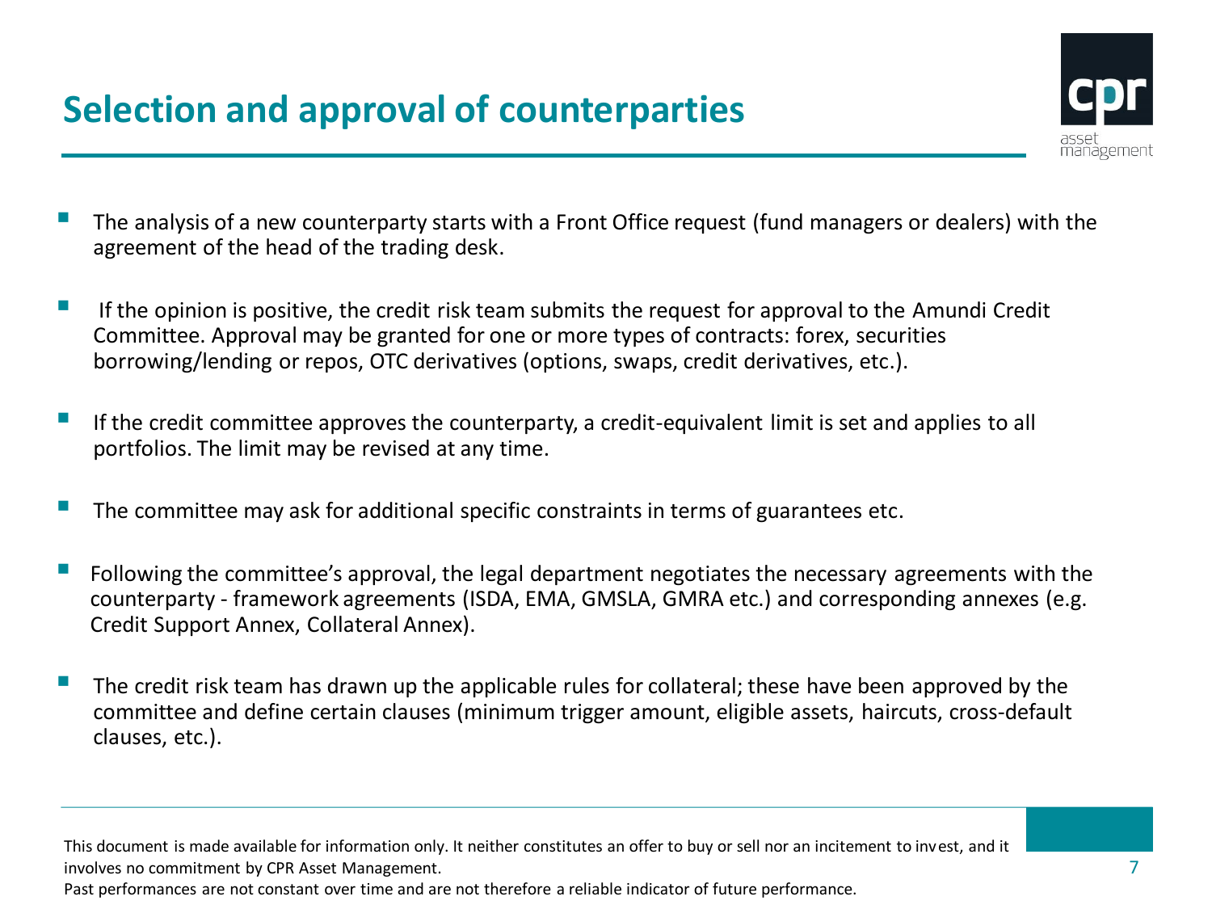# Selection and approval of counterparties

- The analysis of a new counterparty starts with a Front Office request (fund managers or dealers) with the agreement of the head of the trading desk.
- If the opinion is positive, the credit risk team submits the request for approval to the Amundi Credit Committee. Approval may be granted for one or more types of contracts: forex, securities borrowing/lending or repos, OTC derivatives (options, swaps, credit derivatives, etc.).
- If the credit committee approves the counterparty, a credit-equivalent limit is set and applies to all portfolios. The limit may be revised at any time.
- The committee may ask for additional specific constraints in terms of guarantees etc.
- Following the committee's approval, the legal department negotiates the necessary agreements with the counterparty - framework agreements (ISDA, EMA, GMSLA, GMRA etc.) and corresponding annexes (e.g. Credit Support Annex, Collateral Annex).
- The credit risk team has drawn up the applicable rules for collateral; these have been approved by the committee and define certain clauses (minimum trigger amount, eligible assets, haircuts, cross-default clauses, etc.).

This document is made available for information only. It neither constitutes an offer to buy or sell nor an incitement to invest, and it involves no commitment by CPR Asset Management.
Past performances are not constant over time and are not therefore a reliable indicator of future performance.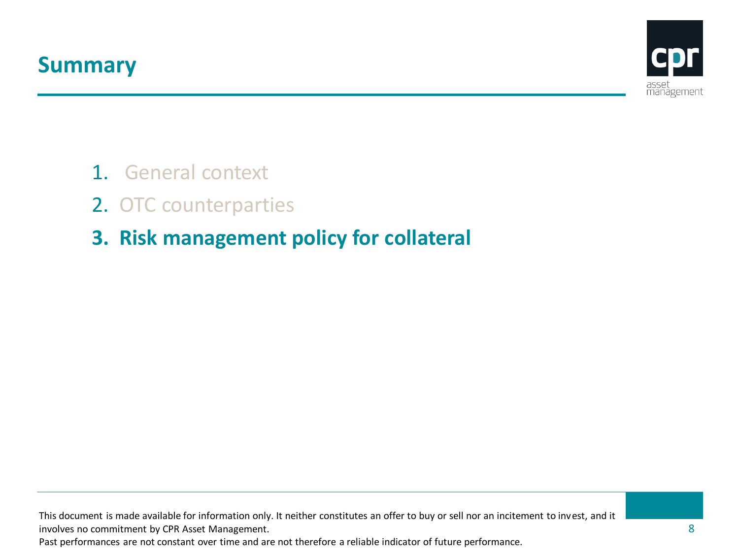# Summary

1. General context
2. OTC counterparties
3. **Risk management policy for collateral**

This document is made available for information only. It neither constitutes an offer to buy or sell nor an incitement to invest, and it involves no commitment by CPR Asset Management.
Past performances are not constant over time and are not therefore a reliable indicator of future performance.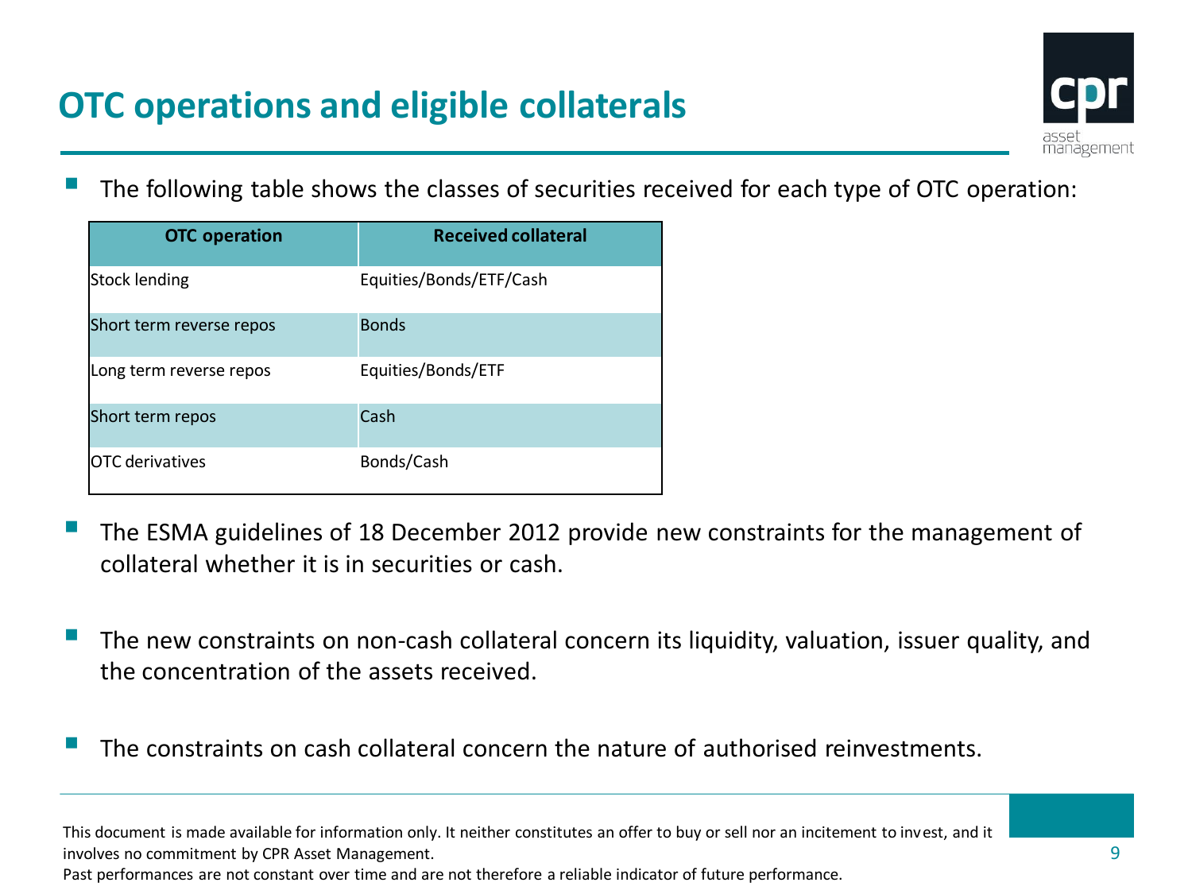# OTC operations and eligible collaterals

- The following table shows the classes of securities received for each type of OTC operation:

| OTC operation | Received collateral |
|---|---|
| Stock lending | Equities/Bonds/ETF/Cash |
| Short term reverse repos | Bonds |
| Long term reverse repos | Equities/Bonds/ETF |
| Short term repos | Cash |
| OTC derivatives | Bonds/Cash |

- The ESMA guidelines of 18 December 2012 provide new constraints for the management of collateral whether it is in securities or cash.

- The new constraints on non-cash collateral concern its liquidity, valuation, issuer quality, and the concentration of the assets received.

- The constraints on cash collateral concern the nature of authorised reinvestments.

This document is made available for information only. It neither constitutes an offer to buy or sell nor an incitement to invest, and it involves no commitment by CPR Asset Management.
Past performances are not constant over time and are not therefore a reliable indicator of future performance.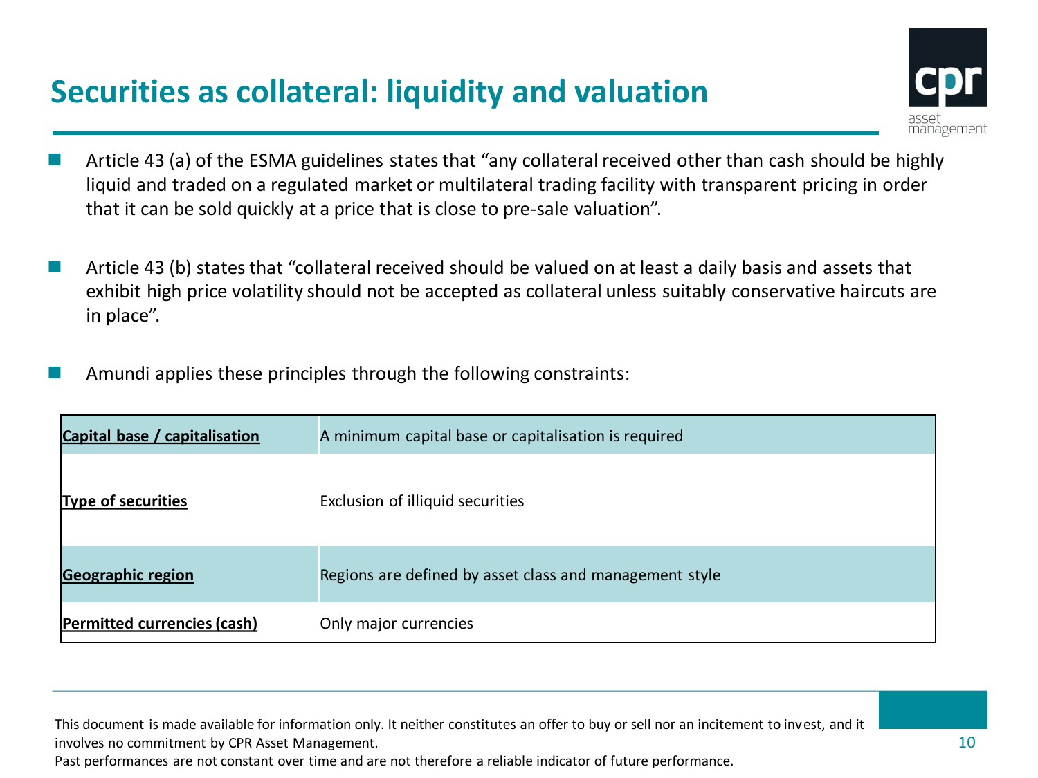# Securities as collateral: liquidity and valuation

- Article 43 (a) of the ESMA guidelines states that "any collateral received other than cash should be highly liquid and traded on a regulated market or multilateral trading facility with transparent pricing in order that it can be sold quickly at a price that is close to pre-sale valuation".

- Article 43 (b) states that "collateral received should be valued on at least a daily basis and assets that exhibit high price volatility should not be accepted as collateral unless suitably conservative haircuts are in place".

- Amundi applies these principles through the following constraints:

| **Capital base / capitalisation** | A minimum capital base or capitalisation is required |
|---|---|
| **Type of securities** | Exclusion of illiquid securities |
| **Geographic region** | Regions are defined by asset class and management style |
| **Permitted currencies (cash)** | Only major currencies |

This document is made available for information only. It neither constitutes an offer to buy or sell nor an incitement to invest, and it involves no commitment by CPR Asset Management.
Past performances are not constant over time and are not therefore a reliable indicator of future performance.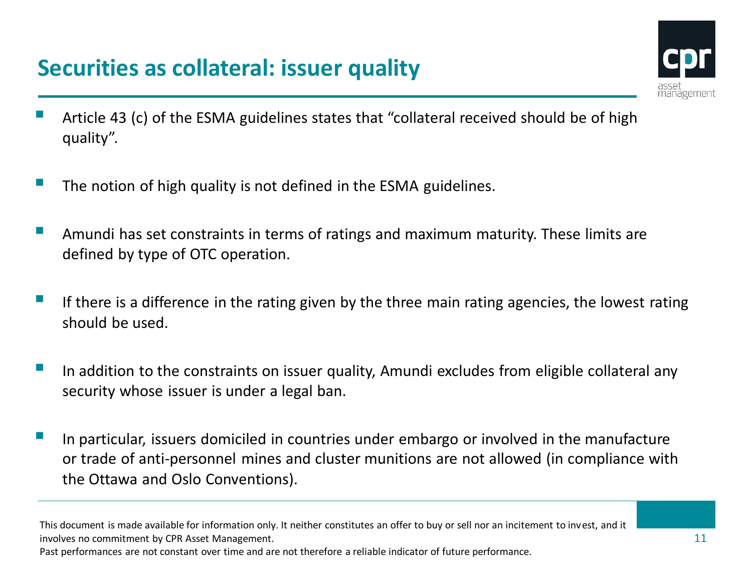# Securities as collateral: issuer quality

- Article 43 (c) of the ESMA guidelines states that "collateral received should be of high quality".
- The notion of high quality is not defined in the ESMA guidelines.
- Amundi has set constraints in terms of ratings and maximum maturity. These limits are defined by type of OTC operation.
- If there is a difference in the rating given by the three main rating agencies, the lowest rating should be used.
- In addition to the constraints on issuer quality, Amundi excludes from eligible collateral any security whose issuer is under a legal ban.
- In particular, issuers domiciled in countries under embargo or involved in the manufacture or trade of anti-personnel mines and cluster munitions are not allowed (in compliance with the Ottawa and Oslo Conventions).

This document is made available for information only. It neither constitutes an offer to buy or sell nor an incitement to invest, and it involves no commitment by CPR Asset Management.
Past performances are not constant over time and are not therefore a reliable indicator of future performance.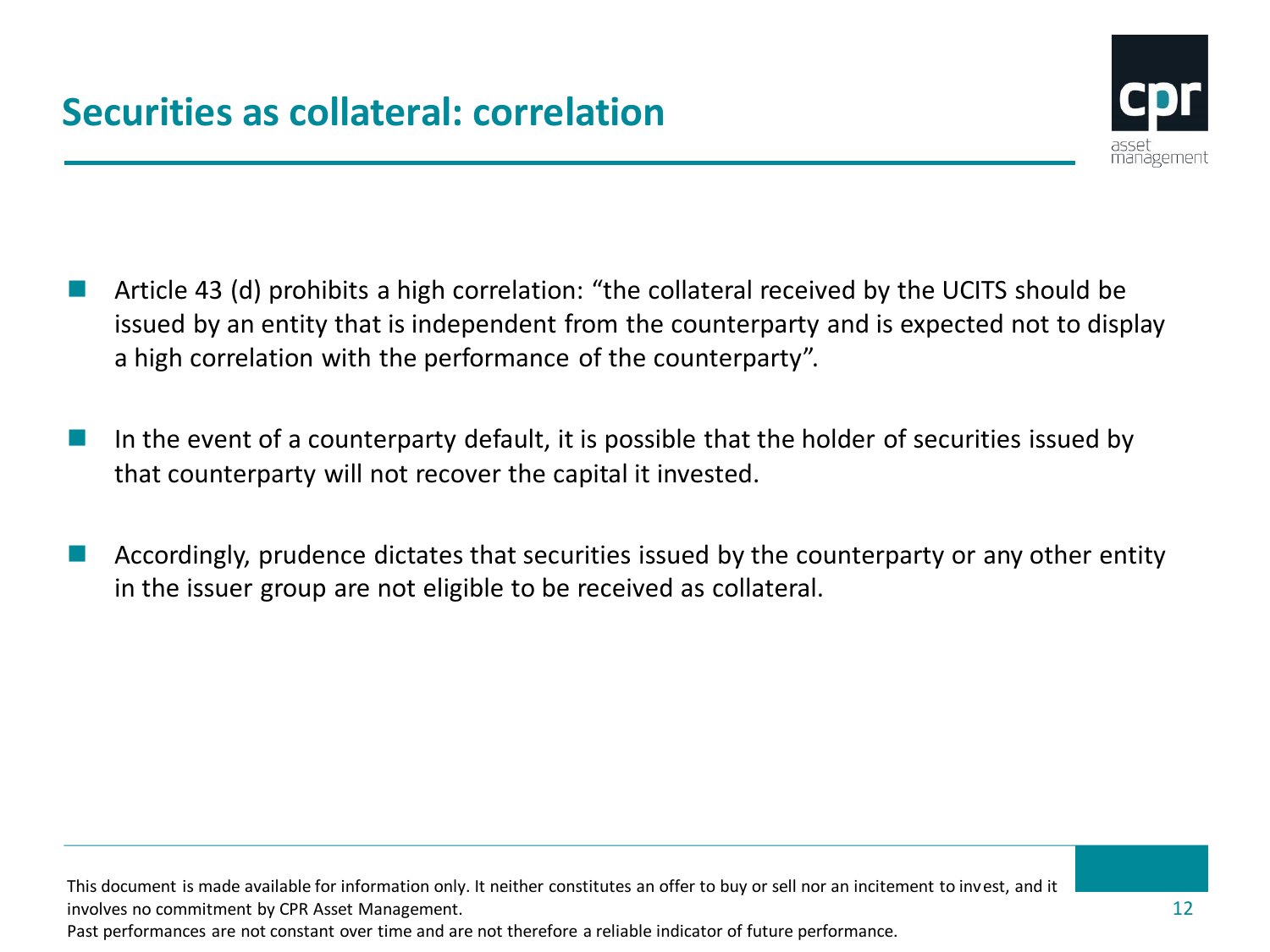## Securities as collateral: correlation

- Article 43 (d) prohibits a high correlation: “the collateral received by the UCITS should be issued by an entity that is independent from the counterparty and is expected not to display a high correlation with the performance of the counterparty”.

- In the event of a counterparty default, it is possible that the holder of securities issued by that counterparty will not recover the capital it invested.

- Accordingly, prudence dictates that securities issued by the counterparty or any other entity in the issuer group are not eligible to be received as collateral.

This document is made available for information only. It neither constitutes an offer to buy or sell nor an incitement to invest, and it involves no commitment by CPR Asset Management.
Past performances are not constant over time and are not therefore a reliable indicator of future performance.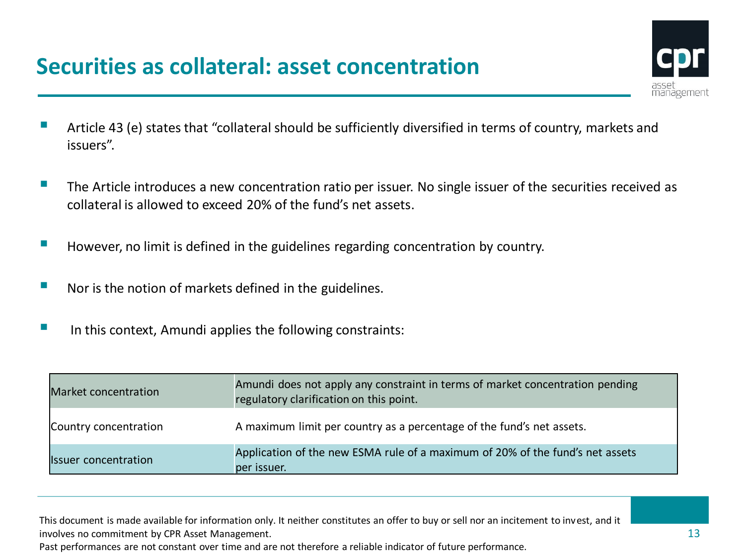# Securities as collateral: asset concentration

- Article 43 (e) states that “collateral should be sufficiently diversified in terms of country, markets and issuers”.
- The Article introduces a new concentration ratio per issuer. No single issuer of the securities received as collateral is allowed to exceed 20% of the fund’s net assets.
- However, no limit is defined in the guidelines regarding concentration by country.
- Nor is the notion of markets defined in the guidelines.
- In this context, Amundi applies the following constraints:

| | |
|---|---|
| Market concentration | Amundi does not apply any constraint in terms of market concentration pending regulatory clarification on this point. |
| Country concentration | A maximum limit per country as a percentage of the fund’s net assets. |
| Issuer concentration | Application of the new ESMA rule of a maximum of 20% of the fund’s net assets per issuer. |

This document is made available for information only. It neither constitutes an offer to buy or sell nor an incitement to invest, and it involves no commitment by CPR Asset Management.
Past performances are not constant over time and are not therefore a reliable indicator of future performance.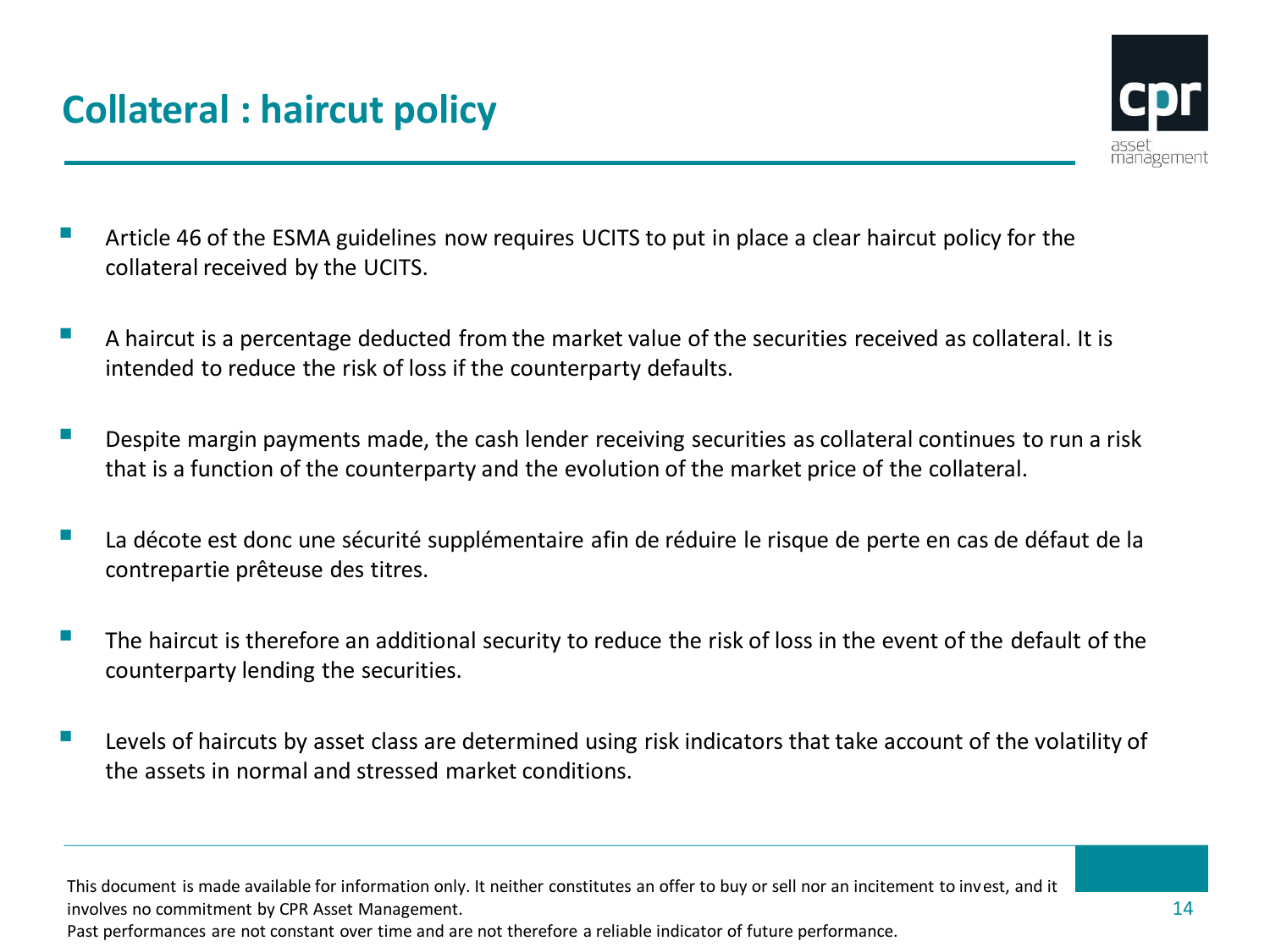# Collateral : haircut policy

- Article 46 of the ESMA guidelines now requires UCITS to put in place a clear haircut policy for the collateral received by the UCITS.
- A haircut is a percentage deducted from the market value of the securities received as collateral. It is intended to reduce the risk of loss if the counterparty defaults.
- Despite margin payments made, the cash lender receiving securities as collateral continues to run a risk that is a function of the counterparty and the evolution of the market price of the collateral.
- La décote est donc une sécurité supplémentaire afin de réduire le risque de perte en cas de défaut de la contrepartie prêteuse des titres.
- The haircut is therefore an additional security to reduce the risk of loss in the event of the default of the counterparty lending the securities.
- Levels of haircuts by asset class are determined using risk indicators that take account of the volatility of the assets in normal and stressed market conditions.

This document is made available for information only. It neither constitutes an offer to buy or sell nor an incitement to invest, and it involves no commitment by CPR Asset Management.
Past performances are not constant over time and are not therefore a reliable indicator of future performance.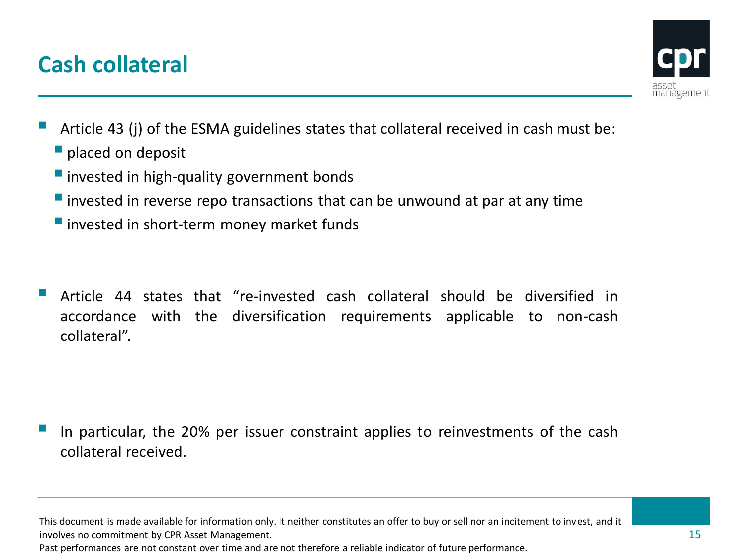# Cash collateral

- Article 43 (j) of the ESMA guidelines states that collateral received in cash must be:
  - placed on deposit
  - invested in high-quality government bonds
  - invested in reverse repo transactions that can be unwound at par at any time
  - invested in short-term money market funds

- Article 44 states that "re-invested cash collateral should be diversified in accordance with the diversification requirements applicable to non-cash collateral".

- In particular, the 20% per issuer constraint applies to reinvestments of the cash collateral received.

This document is made available for information only. It neither constitutes an offer to buy or sell nor an incitement to invest, and it involves no commitment by CPR Asset Management.
Past performances are not constant over time and are not therefore a reliable indicator of future performance.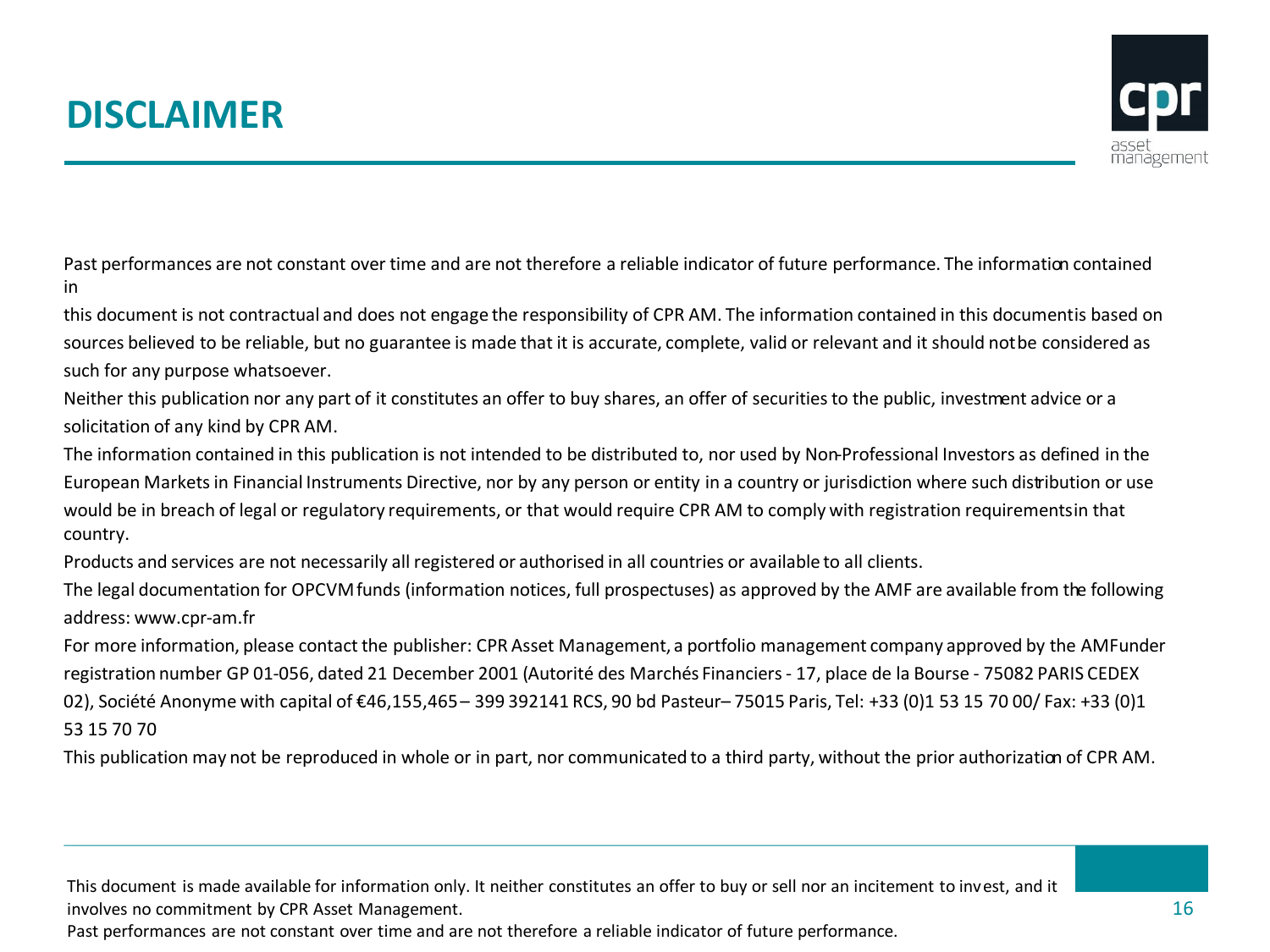# DISCLAIMER

Past performances are not constant over time and are not therefore a reliable indicator of future performance. The information contained in this document is not contractual and does not engage the responsibility of CPR AM. The information contained in this document is based on sources believed to be reliable, but no guarantee is made that it is accurate, complete, valid or relevant and it should not be considered as such for any purpose whatsoever.

Neither this publication nor any part of it constitutes an offer to buy shares, an offer of securities to the public, investment advice or a solicitation of any kind by CPR AM.

The information contained in this publication is not intended to be distributed to, nor used by Non-Professional Investors as defined in the European Markets in Financial Instruments Directive, nor by any person or entity in a country or jurisdiction where such distribution or use would be in breach of legal or regulatory requirements, or that would require CPR AM to comply with registration requirements in that country.

Products and services are not necessarily all registered or authorised in all countries or available to all clients.

The legal documentation for OPCVM funds (information notices, full prospectuses) as approved by the AMF are available from the following address: www.cpr-am.fr

For more information, please contact the publisher: CPR Asset Management, a portfolio management company approved by the AMF under registration number GP 01-056, dated 21 December 2001 (Autorité des Marchés Financiers - 17, place de la Bourse - 75082 PARIS CEDEX 02), Société Anonyme with capital of €46,155,465 – 399 392141 RCS, 90 bd Pasteur – 75015 Paris, Tel: +33 (0)1 53 15 70 00 / Fax: +33 (0)1 53 15 70 70

This publication may not be reproduced in whole or in part, nor communicated to a third party, without the prior authorization of CPR AM.

This document is made available for information only. It neither constitutes an offer to buy or sell nor an incitement to invest, and it involves no commitment by CPR Asset Management.
Past performances are not constant over time and are not therefore a reliable indicator of future performance.